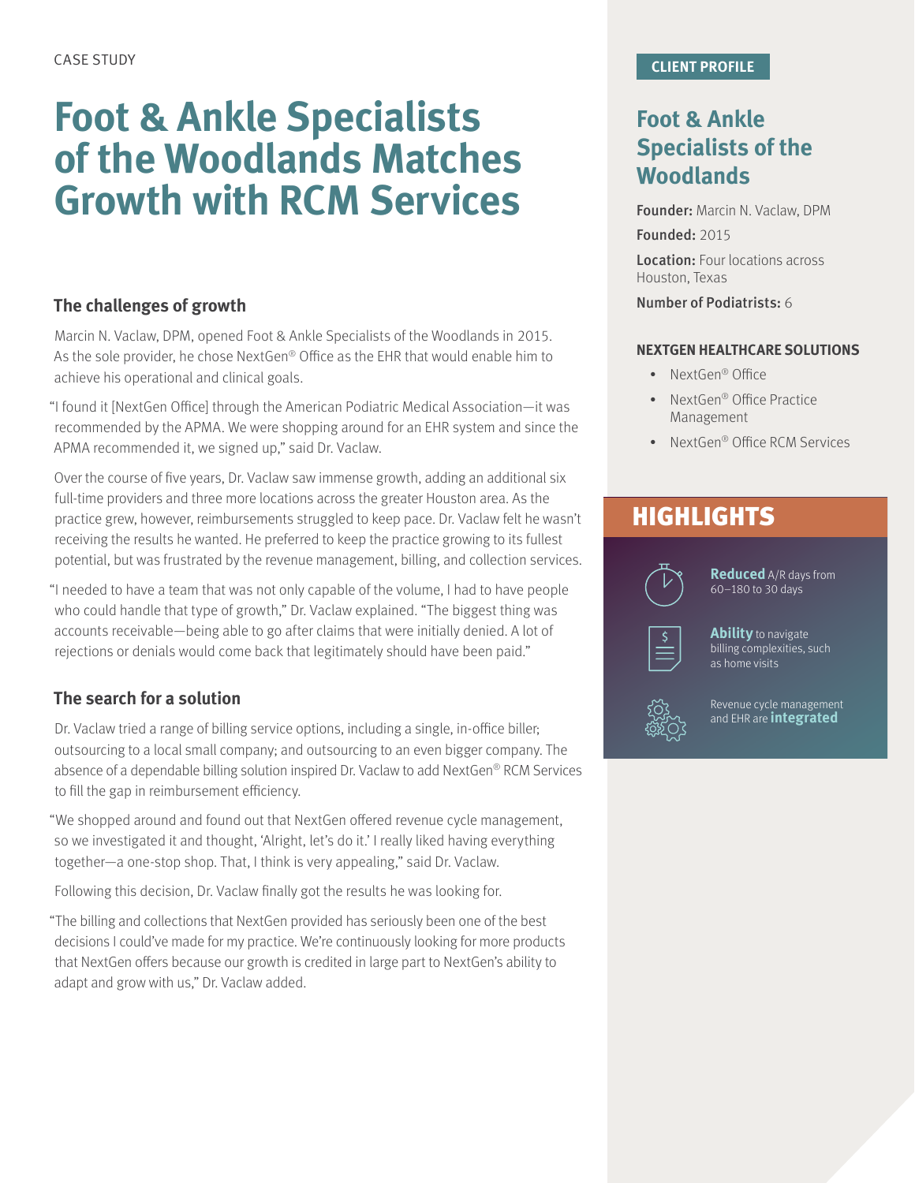CASE STUDY

# Foot & Ankle Specialists of the Woodlands Matches Growth with RCM Services

## The challenges of growth

Marcin N. Vaclaw, DPM, opened Foot & Ankle Specialists of the Woodlands in 2015. As the sole provider, he chose NextGen® Office as the EHR that would enable him to achieve his operational and clinical goals.

"I found it [NextGen Office] through the American Podiatric Medical Association—it was recommended by the APMA. We were shopping around for an EHR system and since the APMA recommended it, we signed up," said Dr. Vaclaw.

Over the course of five years, Dr. Vaclaw saw immense growth, adding an additional six full-time providers and three more locations across the greater Houston area. As the practice grew, however, reimbursements struggled to keep pace. Dr. Vaclaw felt he wasn't receiving the results he wanted. He preferred to keep the practice growing to its fullest potential, but was frustrated by the revenue management, billing, and collection services.

"I needed to have a team that was not only capable of the volume, I had to have people who could handle that type of growth," Dr. Vaclaw explained. "The biggest thing was accounts receivable—being able to go after claims that were initially denied. A lot of rejections or denials would come back that legitimately should have been paid."

## The search for a solution

Dr. Vaclaw tried a range of billing service options, including a single, in-office biller; outsourcing to a local small company; and outsourcing to an even bigger company. The absence of a dependable billing solution inspired Dr. Vaclaw to add NextGen® RCM Services to fill the gap in reimbursement efficiency.

"We shopped around and found out that NextGen offered revenue cycle management, so we investigated it and thought, 'Alright, let's do it.' I really liked having everything together—a one-stop shop. That, I think is very appealing," said Dr. Vaclaw.

Following this decision, Dr. Vaclaw finally got the results he was looking for.

"The billing and collections that NextGen provided has seriously been one of the best decisions I could've made for my practice. We're continuously looking for more products that NextGen offers because our growth is credited in large part to NextGen's ability to adapt and grow with us," Dr. Vaclaw added.

**CLIENT PROFILE**

### Foot & Ankle Specialists of the Woodlands

**Founder:** Marcin N. Vaclaw, DPM

**Founded:** 2015

**Location:** Four locations across Houston, Texas

**Number of Podiatrists:** 6

**NEXTGEN HEALTHCARE SOLUTIONS**

- NextGen® Office
- NextGen® Office Practice Management
- NextGen® Office RCM Services

## HIGHLIGHTS

- **Reduced** A/R days from 60–180 to 30 days
- **Ability** to navigate billing complexities, such as home visits
- Revenue cycle management and EHR are **integrated**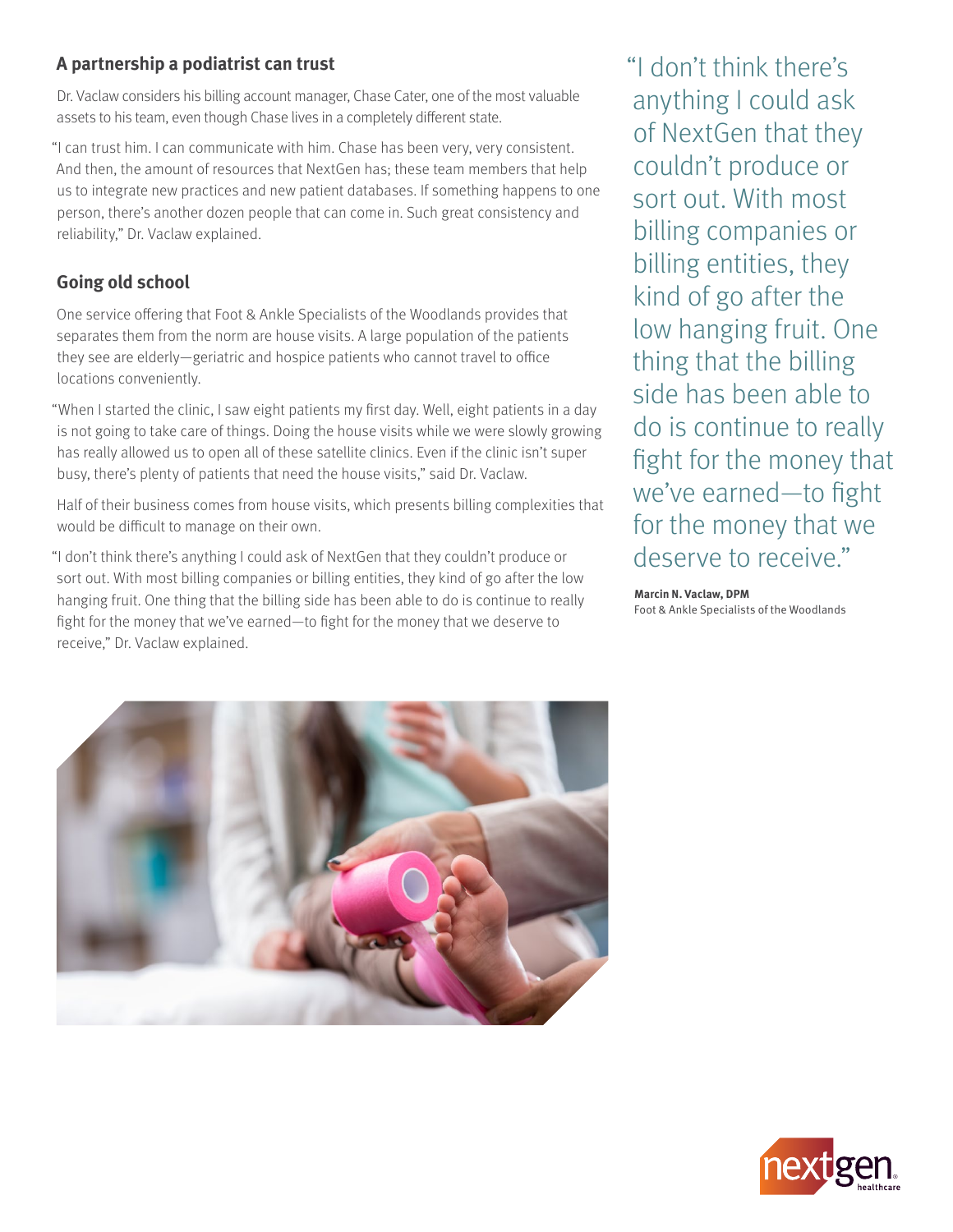## A partnership a podiatrist can trust

Dr. Vaclaw considers his billing account manager, Chase Cater, one of the most valuable assets to his team, even though Chase lives in a completely different state.

"I can trust him. I can communicate with him. Chase has been very, very consistent. And then, the amount of resources that NextGen has; these team members that help us to integrate new practices and new patient databases. If something happens to one person, there's another dozen people that can come in. Such great consistency and reliability," Dr. Vaclaw explained.

## Going old school

One service offering that Foot & Ankle Specialists of the Woodlands provides that separates them from the norm are house visits. A large population of the patients they see are elderly—geriatric and hospice patients who cannot travel to office locations conveniently.

"When I started the clinic, I saw eight patients my first day. Well, eight patients in a day is not going to take care of things. Doing the house visits while we were slowly growing has really allowed us to open all of these satellite clinics. Even if the clinic isn't super busy, there's plenty of patients that need the house visits," said Dr. Vaclaw.

Half of their business comes from house visits, which presents billing complexities that would be difficult to manage on their own.

"I don't think there's anything I could ask of NextGen that they couldn't produce or sort out. With most billing companies or billing entities, they kind of go after the low hanging fruit. One thing that the billing side has been able to do is continue to really fight for the money that we've earned—to fight for the money that we deserve to receive," Dr. Vaclaw explained.

> "I don't think there's anything I could ask of NextGen that they couldn't produce or sort out. With most billing companies or billing entities, they kind of go after the low hanging fruit. One thing that the billing side has been able to do is continue to really fight for the money that we've earned—to fight for the money that we deserve to receive."
>
> **Marcin N. Vaclaw, DPM**
> Foot & Ankle Specialists of the Woodlands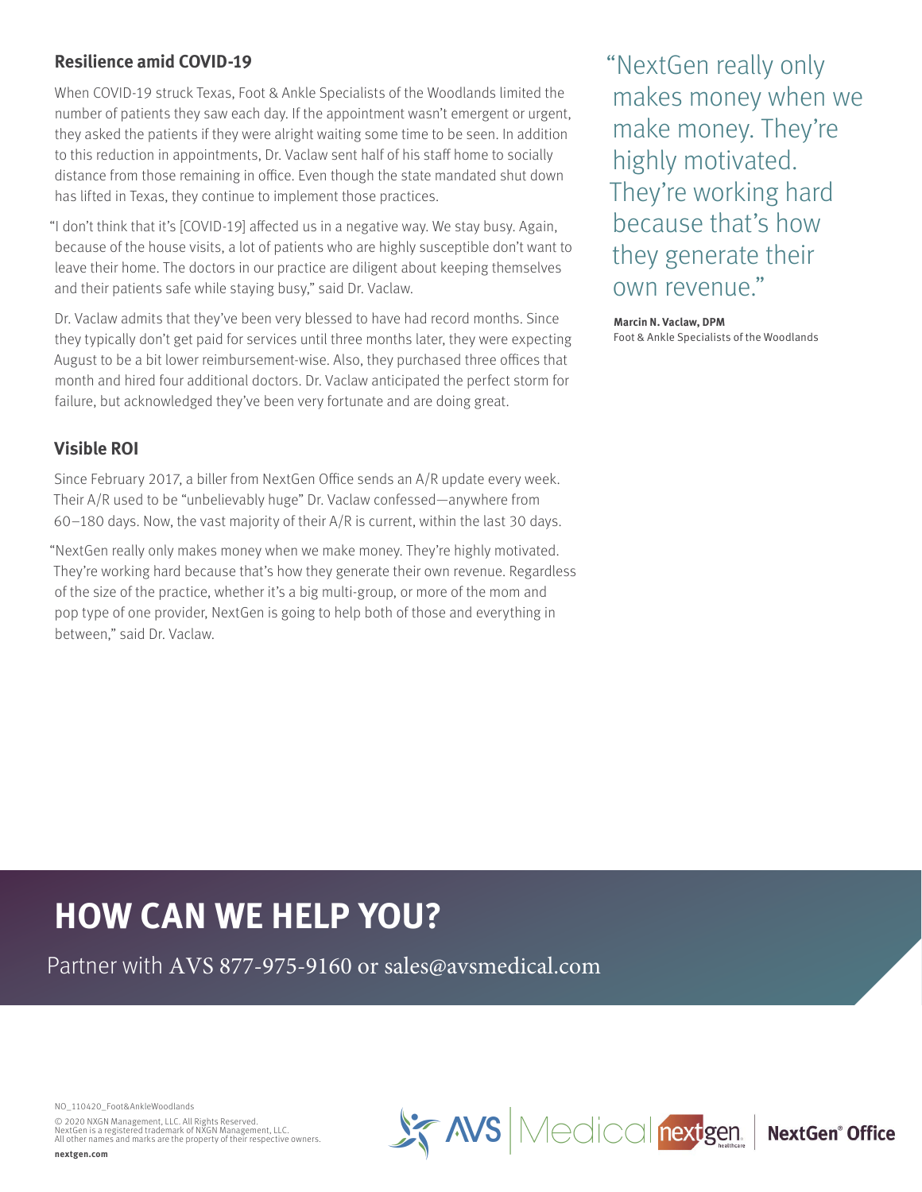## Resilience amid COVID-19

When COVID-19 struck Texas, Foot & Ankle Specialists of the Woodlands limited the number of patients they saw each day. If the appointment wasn't emergent or urgent, they asked the patients if they were alright waiting some time to be seen. In addition to this reduction in appointments, Dr. Vaclaw sent half of his staff home to socially distance from those remaining in office. Even though the state mandated shut down has lifted in Texas, they continue to implement those practices.

"I don't think that it's [COVID-19] affected us in a negative way. We stay busy. Again, because of the house visits, a lot of patients who are highly susceptible don't want to leave their home. The doctors in our practice are diligent about keeping themselves and their patients safe while staying busy," said Dr. Vaclaw.

Dr. Vaclaw admits that they've been very blessed to have had record months. Since they typically don't get paid for services until three months later, they were expecting August to be a bit lower reimbursement-wise. Also, they purchased three offices that month and hired four additional doctors. Dr. Vaclaw anticipated the perfect storm for failure, but acknowledged they've been very fortunate and are doing great.

## Visible ROI

Since February 2017, a biller from NextGen Office sends an A/R update every week. Their A/R used to be "unbelievably huge" Dr. Vaclaw confessed—anywhere from 60–180 days. Now, the vast majority of their A/R is current, within the last 30 days.

"NextGen really only makes money when we make money. They're highly motivated. They're working hard because that's how they generate their own revenue. Regardless of the size of the practice, whether it's a big multi-group, or more of the mom and pop type of one provider, NextGen is going to help both of those and everything in between," said Dr. Vaclaw.

> "NextGen really only makes money when we make money. They're highly motivated. They're working hard because that's how they generate their own revenue."
>
> **Marcin N. Vaclaw, DPM**
> Foot & Ankle Specialists of the Woodlands

# HOW CAN WE HELP YOU?

Partner with AVS 877-975-9160 or sales@avsmedical.com

NO_110420_Foot&AnkleWoodlands

© 2020 NXGN Management, LLC. All Rights Reserved.
NextGen is a registered trademark of NXGN Management, LLC.
All other names and marks are the property of their respective owners.

**nextgen.com**

AVS Medical | nextgen healthcare | NextGen® Office